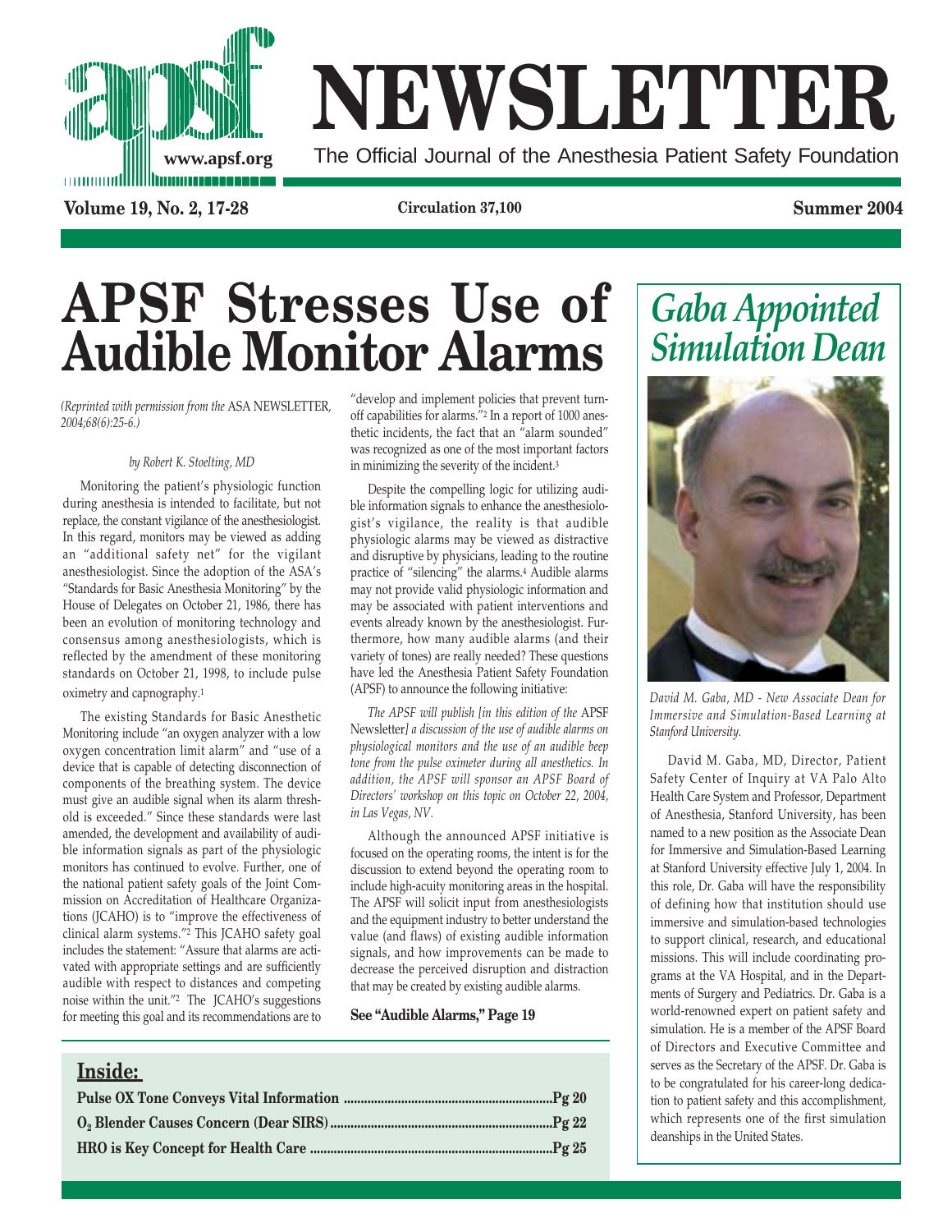# NEWSLETTER

The Official Journal of the Anesthesia Patient Safety Foundation

www.apsf.org

**Circulation 37,100**

# APSF Stresses Use of Audible Monitor Alarms

*(Reprinted with permission from the* ASA NEWSLETTER*, 2004;68(6):25-6.)*

*by Robert K. Stoelting, MD*

Monitoring the patient's physiologic function during anesthesia is intended to facilitate, but not replace, the constant vigilance of the anesthesiologist. In this regard, monitors may be viewed as adding an "additional safety net" for the vigilant anesthesiologist. Since the adoption of the ASA's "Standards for Basic Anesthesia Monitoring" by the House of Delegates on October 21, 1986, there has been an evolution of monitoring technology and consensus among anesthesiologists, which is reflected by the amendment of these monitoring standards on October 21, 1998, to include pulse oximetry and capnography.[1]

The existing Standards for Basic Anesthetic Monitoring include "an oxygen analyzer with a low oxygen concentration limit alarm" and "use of a device that is capable of detecting disconnection of components of the breathing system. The device must give an audible signal when its alarm threshold is exceeded." Since these standards were last amended, the development and availability of audible information signals as part of the physiologic monitors has continued to evolve. Further, one of the national patient safety goals of the Joint Commission on Accreditation of Healthcare Organizations (JCAHO) is to "improve the effectiveness of clinical alarm systems."[2] This JCAHO safety goal includes the statement: "Assure that alarms are activated with appropriate settings and are sufficiently audible with respect to distances and competing noise within the unit."[2] The JCAHO's suggestions for meeting this goal and its recommendations are to "develop and implement policies that prevent turn-off capabilities for alarms."[2] In a report of 1000 anesthetic incidents, the fact that an "alarm sounded" was recognized as one of the most important factors in minimizing the severity of the incident.[3]

Despite the compelling logic for utilizing audible information signals to enhance the anesthesiologist's vigilance, the reality is that audible physiologic alarms may be viewed as distractive and disruptive by physicians, leading to the routine practice of "silencing" the alarms.[4] Audible alarms may not provide valid physiologic information and may be associated with patient interventions and events already known by the anesthesiologist. Furthermore, how many audible alarms (and their variety of tones) are really needed? These questions have led the Anesthesia Patient Safety Foundation (APSF) to announce the following initiative:

*The APSF will publish [in this edition of the* APSF Newsletter*] a discussion of the use of audible alarms on physiological monitors and the use of an audible beep tone from the pulse oximeter during all anesthetics. In addition, the APSF will sponsor an APSF Board of Directors' workshop on this topic on October 22, 2004, in Las Vegas, NV.*

Although the announced APSF initiative is focused on the operating rooms, the intent is for the discussion to extend beyond the operating room to include high-acuity monitoring areas in the hospital. The APSF will solicit input from anesthesiologists and the equipment industry to better understand the value (and flaws) of existing audible information signals, and how improvements can be made to decrease the perceived disruption and distraction that may be created by existing audible alarms.

**See "Audible Alarms," Page 19**

## *Gaba Appointed Simulation Dean*

*David M. Gaba, MD - New Associate Dean for Immersive and Simulation-Based Learning at Stanford University.*

David M. Gaba, MD, Director, Patient Safety Center of Inquiry at VA Palo Alto Health Care System and Professor, Department of Anesthesia, Stanford University, has been named to a new position as the Associate Dean for Immersive and Simulation-Based Learning at Stanford University effective July 1, 2004. In this role, Dr. Gaba will have the responsibility of defining how that institution should use immersive and simulation-based technologies to support clinical, research, and educational missions. This will include coordinating programs at the VA Hospital, and in the Departments of Surgery and Pediatrics. Dr. Gaba is a world-renowned expert on patient safety and simulation. He is a member of the APSF Board of Directors and Executive Committee and serves as the Secretary of the APSF. Dr. Gaba is to be congratulated for his career-long dedication to patient safety and this accomplishment, which represents one of the first simulation deanships in the United States.

## Inside:

**Pulse OX Tone Conveys Vital Information ............ Pg 20**

**$O_2$ Blender Causes Concern (Dear SIRS) ............ Pg 22**

**HRO is Key Concept for Health Care ............ Pg 25**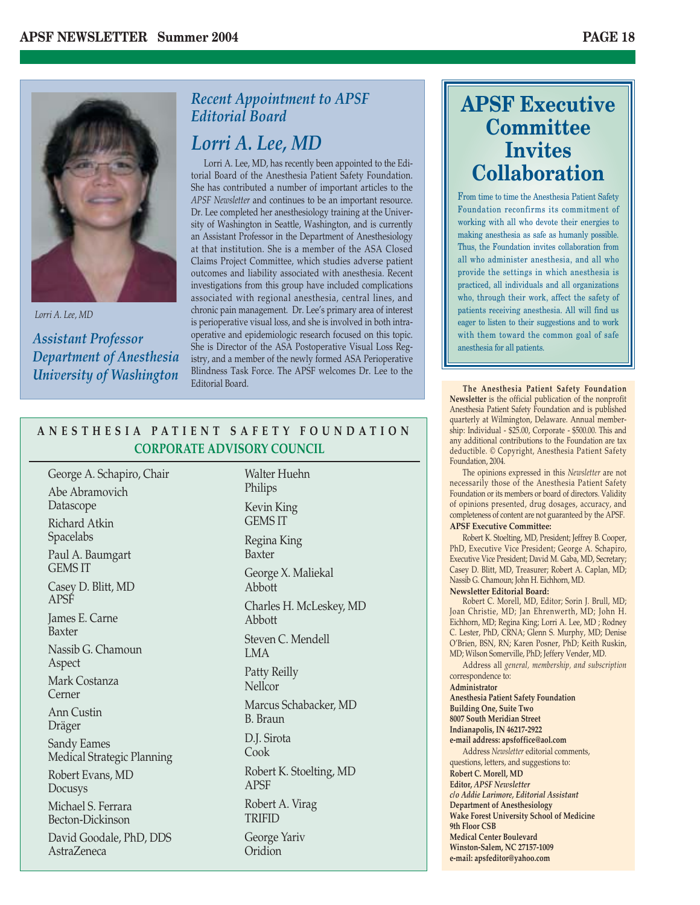## Recent Appointment to APSF Editorial Board

# Lorri A. Lee, MD

Lorri A. Lee, MD

***Assistant Professor Department of Anesthesia University of Washington***

Lorri A. Lee, MD, has recently been appointed to the Editorial Board of the Anesthesia Patient Safety Foundation. She has contributed a number of important articles to the *APSF Newsletter* and continues to be an important resource. Dr. Lee completed her anesthesiology training at the University of Washington in Seattle, Washington, and is currently an Assistant Professor in the Department of Anesthesiology at that institution. She is a member of the ASA Closed Claims Project Committee, which studies adverse patient outcomes and liability associated with anesthesia. Recent investigations from this group have included complications associated with regional anesthesia, central lines, and chronic pain management. Dr. Lee's primary area of interest is perioperative visual loss, and she is involved in both intraoperative and epidemiologic research focused on this topic. She is Director of the ASA Postoperative Visual Loss Registry, and a member of the newly formed ASA Perioperative Blindness Task Force. The APSF welcomes Dr. Lee to the Editorial Board.

# APSF Executive Committee Invites Collaboration

From time to time the Anesthesia Patient Safety Foundation reconfirms its commitment of working with all who devote their energies to making anesthesia as safe as humanly possible. Thus, the Foundation invites collaboration from all who administer anesthesia, and all who provide the settings in which anesthesia is practiced, all individuals and all organizations who, through their work, affect the safety of patients receiving anesthesia. All will find us eager to listen to their suggestions and to work with them toward the common goal of safe anesthesia for all patients.

## ANESTHESIA PATIENT SAFETY FOUNDATION
### CORPORATE ADVISORY COUNCIL

George A. Schapiro, Chair

Abe Abramovich
Datascope

Richard Atkin
Spacelabs

Paul A. Baumgart
GEMS IT

Casey D. Blitt, MD
APSF

James E. Carne
Baxter

Nassib G. Chamoun
Aspect

Mark Costanza
Cerner

Ann Custin
Dräger

Sandy Eames
Medical Strategic Planning

Robert Evans, MD
Docusys

Michael S. Ferrara
Becton-Dickinson

David Goodale, PhD, DDS
AstraZeneca

Walter Huehn
Philips

Kevin King
GEMS IT

Regina King
Baxter

George X. Maliekal
Abbott

Charles H. McLeskey, MD
Abbott

Steven C. Mendell
LMA

Patty Reilly
Nellcor

Marcus Schabacker, MD
B. Braun

D.J. Sirota
Cook

Robert K. Stoelting, MD
APSF

Robert A. Virag
TRIFID

George Yariv
Oridion

**The Anesthesia Patient Safety Foundation Newsletter** is the official publication of the nonprofit Anesthesia Patient Safety Foundation and is published quarterly at Wilmington, Delaware. Annual membership: Individual - $25.00, Corporate - $500.00. This and any additional contributions to the Foundation are tax deductible. © Copyright, Anesthesia Patient Safety Foundation, 2004.

The opinions expressed in this *Newsletter* are not necessarily those of the Anesthesia Patient Safety Foundation or its members or board of directors. Validity of opinions presented, drug dosages, accuracy, and completeness of content are not guaranteed by the APSF.

**APSF Executive Committee:**

Robert K. Stoelting, MD, President; Jeffrey B. Cooper, PhD, Executive Vice President; George A. Schapiro, Executive Vice President; David M. Gaba, MD, Secretary; Casey D. Blitt, MD, Treasurer; Robert A. Caplan, MD; Nassib G. Chamoun; John H. Eichhorn, MD.

**Newsletter Editorial Board:**

Robert C. Morell, MD, Editor; Sorin J. Brull, MD; Joan Christie, MD; Jan Ehrenwerth, MD; John H. Eichhorn, MD; Regina King; Lorri A. Lee, MD ; Rodney C. Lester, PhD, CRNA; Glenn S. Murphy, MD; Denise O'Brien, BSN, RN; Karen Posner, PhD; Keith Ruskin, MD; Wilson Somerville, PhD; Jeffery Vender, MD.

Address all *general, membership, and subscription* correspondence to:

**Administrator**
**Anesthesia Patient Safety Foundation**
**Building One, Suite Two**
**8007 South Meridian Street**
**Indianapolis, IN 46217-2922**
**e-mail address: apsfoffice@aol.com**

Address *Newsletter* editorial comments, questions, letters, and suggestions to:

**Robert C. Morell, MD**
**Editor, *APSF Newsletter***
***c/o Addie Larimore, Editorial Assistant***
**Department of Anesthesiology**
**Wake Forest University School of Medicine**
**9th Floor CSB**
**Medical Center Boulevard**
**Winston-Salem, NC 27157-1009**
**e-mail: apsfeditor@yahoo.com**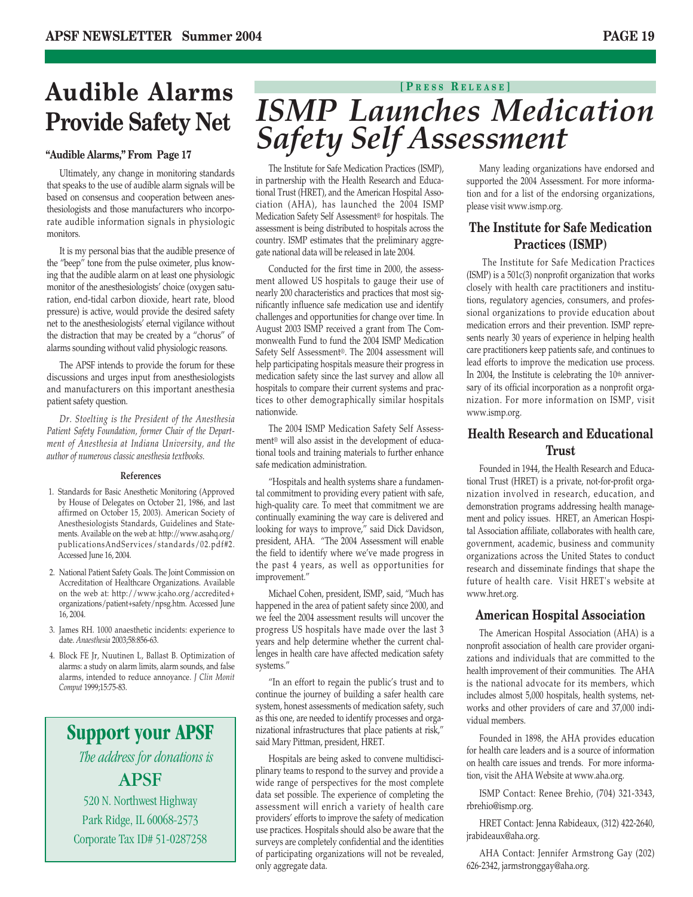# Audible Alarms Provide Safety Net

**"Audible Alarms," From Page 17**

Ultimately, any change in monitoring standards that speaks to the use of audible alarm signals will be based on consensus and cooperation between anesthesiologists and those manufacturers who incorporate audible information signals in physiologic monitors.

It is my personal bias that the audible presence of the "beep" tone from the pulse oximeter, plus knowing that the audible alarm on at least one physiologic monitor of the anesthesiologists' choice (oxygen saturation, end-tidal carbon dioxide, heart rate, blood pressure) is active, would provide the desired safety net to the anesthesiologists' eternal vigilance without the distraction that may be created by a "chorus" of alarms sounding without valid physiologic reasons.

The APSF intends to provide the forum for these discussions and urges input from anesthesiologists and manufacturers on this important anesthesia patient safety question.

*Dr. Stoelting is the President of the Anesthesia Patient Safety Foundation, former Chair of the Department of Anesthesia at Indiana University, and the author of numerous classic anesthesia textbooks.*

#### References

1. Standards for Basic Anesthetic Monitoring (Approved by House of Delegates on October 21, 1986, and last affirmed on October 15, 2003). American Society of Anesthesiologists Standards, Guidelines and Statements. Available on the web at: http://www.asahq.org/publicationsAndServices/standards/02.pdf#2. Accessed June 16, 2004.
2. National Patient Safety Goals. The Joint Commission on Accreditation of Healthcare Organizations. Available on the web at: http://www.jcaho.org/accredited+organizations/patient+safety/npsg.htm. Accessed June 16, 2004.
3. James RH. 1000 anaesthetic incidents: experience to date. *Anaesthesia* 2003;58:856-63.
4. Block FE Jr, Nuutinen L, Ballast B. Optimization of alarms: a study on alarm limits, alarm sounds, and false alarms, intended to reduce annoyance. *J Clin Monit Comput* 1999;15:75-83.

## Support your APSF

*The address for donations is*

**APSF**

520 N. Northwest Highway
Park Ridge, IL 60068-2573
Corporate Tax ID# 51-0287258

[PRESS RELEASE]

# *ISMP Launches Medication Safety Self Assessment*

The Institute for Safe Medication Practices (ISMP), in partnership with the Health Research and Educational Trust (HRET), and the American Hospital Association (AHA), has launched the 2004 ISMP Medication Safety Self Assessment® for hospitals. The assessment is being distributed to hospitals across the country. ISMP estimates that the preliminary aggregate national data will be released in late 2004.

Conducted for the first time in 2000, the assessment allowed US hospitals to gauge their use of nearly 200 characteristics and practices that most significantly influence safe medication use and identify challenges and opportunities for change over time. In August 2003 ISMP received a grant from The Commonwealth Fund to fund the 2004 ISMP Medication Safety Self Assessment®. The 2004 assessment will help participating hospitals measure their progress in medication safety since the last survey and allow all hospitals to compare their current systems and practices to other demographically similar hospitals nationwide.

The 2004 ISMP Medication Safety Self Assessment® will also assist in the development of educational tools and training materials to further enhance safe medication administration.

"Hospitals and health systems share a fundamental commitment to providing every patient with safe, high-quality care. To meet that commitment we are continually examining the way care is delivered and looking for ways to improve," said Dick Davidson, president, AHA. "The 2004 Assessment will enable the field to identify where we've made progress in the past 4 years, as well as opportunities for improvement."

Michael Cohen, president, ISMP, said, "Much has happened in the area of patient safety since 2000, and we feel the 2004 assessment results will uncover the progress US hospitals have made over the last 3 years and help determine whether the current challenges in health care have affected medication safety systems."

"In an effort to regain the public's trust and to continue the journey of building a safer health care system, honest assessments of medication safety, such as this one, are needed to identify processes and organizational infrastructures that place patients at risk," said Mary Pittman, president, HRET.

Hospitals are being asked to convene multidisciplinary teams to respond to the survey and provide a wide range of perspectives for the most complete data set possible. The experience of completing the assessment will enrich a variety of health care providers' efforts to improve the safety of medication use practices. Hospitals should also be aware that the surveys are completely confidential and the identities of participating organizations will not be revealed, only aggregate data.

Many leading organizations have endorsed and supported the 2004 Assessment. For more information and for a list of the endorsing organizations, please visit www.ismp.org.

### The Institute for Safe Medication Practices (ISMP)

The Institute for Safe Medication Practices (ISMP) is a 501c(3) nonprofit organization that works closely with health care practitioners and institutions, regulatory agencies, consumers, and professional organizations to provide education about medication errors and their prevention. ISMP represents nearly 30 years of experience in helping health care practitioners keep patients safe, and continues to lead efforts to improve the medication use process. In 2004, the Institute is celebrating the 10th anniversary of its official incorporation as a nonprofit organization. For more information on ISMP, visit www.ismp.org.

### Health Research and Educational Trust

Founded in 1944, the Health Research and Educational Trust (HRET) is a private, not-for-profit organization involved in research, education, and demonstration programs addressing health management and policy issues. HRET, an American Hospital Association affiliate, collaborates with health care, government, academic, business and community organizations across the United States to conduct research and disseminate findings that shape the future of health care. Visit HRET's website at www.hret.org.

### American Hospital Association

The American Hospital Association (AHA) is a nonprofit association of health care provider organizations and individuals that are committed to the health improvement of their communities. The AHA is the national advocate for its members, which includes almost 5,000 hospitals, health systems, networks and other providers of care and 37,000 individual members.

Founded in 1898, the AHA provides education for health care leaders and is a source of information on health care issues and trends. For more information, visit the AHA Website at www.aha.org.

ISMP Contact: Renee Brehio, (704) 321-3343, rbrehio@ismp.org.

HRET Contact: Jenna Rabideaux, (312) 422-2640, jrabideaux@aha.org.

AHA Contact: Jennifer Armstrong Gay (202) 626-2342, jarmstronggay@aha.org.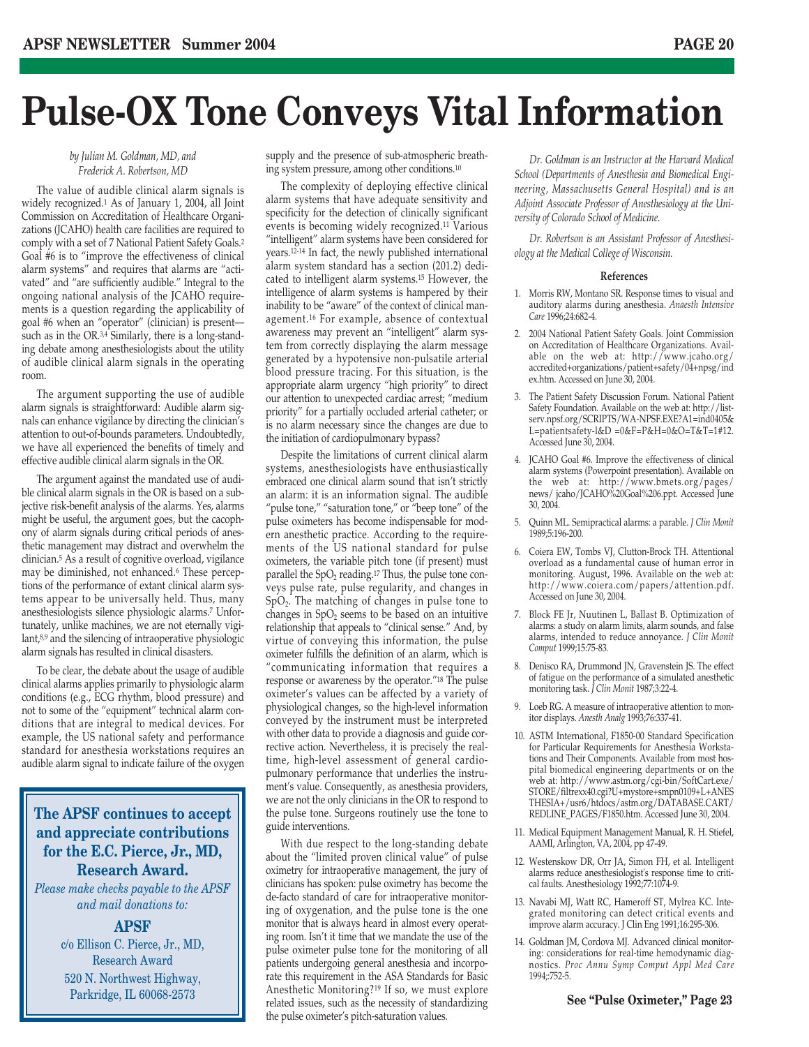# Pulse-OX Tone Conveys Vital Information

*by Julian M. Goldman, MD, and Frederick A. Robertson, MD*

The value of audible clinical alarm signals is widely recognized.[1] As of January 1, 2004, all Joint Commission on Accreditation of Healthcare Organizations (JCAHO) health care facilities are required to comply with a set of 7 National Patient Safety Goals.[2] Goal #6 is to "improve the effectiveness of clinical alarm systems" and requires that alarms are "activated" and "are sufficiently audible." Integral to the ongoing national analysis of the JCAHO requirements is a question regarding the applicability of goal #6 when an "operator" (clinician) is present—such as in the OR.[3,4] Similarly, there is a long-standing debate among anesthesiologists about the utility of audible clinical alarm signals in the operating room.

The argument supporting the use of audible alarm signals is straightforward: Audible alarm signals can enhance vigilance by directing the clinician's attention to out-of-bounds parameters. Undoubtedly, we have all experienced the benefits of timely and effective audible clinical alarm signals in the OR.

The argument against the mandated use of audible clinical alarm signals in the OR is based on a subjective risk-benefit analysis of the alarms. Yes, alarms might be useful, the argument goes, but the cacophony of alarm signals during critical periods of anesthetic management may distract and overwhelm the clinician.[5] As a result of cognitive overload, vigilance may be diminished, not enhanced.[6] These perceptions of the performance of extant clinical alarm systems appear to be universally held. Thus, many anesthesiologists silence physiologic alarms.[7] Unfortunately, unlike machines, we are not eternally vigilant,[8,9] and the silencing of intraoperative physiologic alarm signals has resulted in clinical disasters.

To be clear, the debate about the usage of audible clinical alarms applies primarily to physiologic alarm conditions (e.g., ECG rhythm, blood pressure) and not to some of the "equipment" technical alarm conditions that are integral to medical devices. For example, the US national safety and performance standard for anesthesia workstations requires an audible alarm signal to indicate failure of the oxygen supply and the presence of sub-atmospheric breathing system pressure, among other conditions.[10]

The complexity of deploying effective clinical alarm systems that have adequate sensitivity and specificity for the detection of clinically significant events is becoming widely recognized.[11] Various "intelligent" alarm systems have been considered for years.[12-14] In fact, the newly published international alarm system standard has a section (201.2) dedicated to intelligent alarm systems.[15] However, the intelligence of alarm systems is hampered by their inability to be "aware" of the context of clinical management.[16] For example, absence of contextual awareness may prevent an "intelligent" alarm system from correctly displaying the alarm message generated by a hypotensive non-pulsatile arterial blood pressure tracing. For this situation, is the appropriate alarm urgency "high priority" to direct our attention to unexpected cardiac arrest; "medium priority" for a partially occluded arterial catheter; or is no alarm necessary since the changes are due to the initiation of cardiopulmonary bypass?

Despite the limitations of current clinical alarm systems, anesthesiologists have enthusiastically embraced one clinical alarm sound that isn't strictly an alarm: it is an information signal. The audible "pulse tone," "saturation tone," or "beep tone" of the pulse oximeters has become indispensable for modern anesthetic practice. According to the requirements of the US national standard for pulse oximeters, the variable pitch tone (if present) must parallel the $SpO_2$ reading.[17] Thus, the pulse tone conveys pulse rate, pulse regularity, and changes in $SpO_2$. The matching of changes in pulse tone to changes in $SpO_2$ seems to be based on an intuitive relationship that appeals to "clinical sense." And, by virtue of conveying this information, the pulse oximeter fulfills the definition of an alarm, which is "communicating information that requires a response or awareness by the operator."[18] The pulse oximeter's values can be affected by a variety of physiological changes, so the high-level information conveyed by the instrument must be interpreted with other data to provide a diagnosis and guide corrective action. Nevertheless, it is precisely the real-time, high-level assessment of general cardiopulmonary performance that underlies the instrument's value. Consequently, as anesthesia providers, we are not the only clinicians in the OR to respond to the pulse tone. Surgeons routinely use the tone to guide interventions.

With due respect to the long-standing debate about the "limited proven clinical value" of pulse oximetry for intraoperative management, the jury of clinicians has spoken: pulse oximetry has become the de-facto standard of care for intraoperative monitoring of oxygenation, and the pulse tone is the one monitor that is always heard in almost every operating room. Isn't it time that we mandate the use of the pulse oximeter pulse tone for the monitoring of all patients undergoing general anesthesia and incorporate this requirement in the ASA Standards for Basic Anesthetic Monitoring?[19] If so, we must explore related issues, such as the necessity of standardizing the pulse oximeter's pitch-saturation values.

*Dr. Goldman is an Instructor at the Harvard Medical School (Departments of Anesthesia and Biomedical Engineering, Massachusetts General Hospital) and is an Adjoint Associate Professor of Anesthesiology at the University of Colorado School of Medicine.*

*Dr. Robertson is an Assistant Professor of Anesthesiology at the Medical College of Wisconsin.*

#### References

1. Morris RW, Montano SR. Response times to visual and auditory alarms during anesthesia. *Anaesth Intensive Care* 1996;24:682-4.
2. 2004 National Patient Safety Goals. Joint Commission on Accreditation of Healthcare Organizations. Available on the web at: http://www.jcaho.org/accredited+organizations/patient+safety/04+npsg/index.htm. Accessed on June 30, 2004.
3. The Patient Safety Discussion Forum. National Patient Safety Foundation. Available on the web at: http://listserv.npsf.org/SCRIPTS/WA-NPSF.EXE?A1=ind0405&L=patientsafety-l&D =0&F=P&H=0&O=T&T=1#12. Accessed June 30, 2004.
4. JCAHO Goal #6. Improve the effectiveness of clinical alarm systems (Powerpoint presentation). Available on the web at: http://www.bmets.org/pages/news/ jcaho/JCAHO%20Goal%206.ppt. Accessed June 30, 2004.
5. Quinn ML. Semipractical alarms: a parable. *J Clin Monit* 1989;5:196-200.
6. Coiera EW, Tombs VJ, Clutton-Brock TH. Attentional overload as a fundamental cause of human error in monitoring. August, 1996. Available on the web at: http://www.coiera.com/papers/attention.pdf. Accessed on June 30, 2004.
7. Block FE Jr, Nuutinen L, Ballast B. Optimization of alarms: a study on alarm limits, alarm sounds, and false alarms, intended to reduce annoyance. *J Clin Monit Comput* 1999;15:75-83.
8. Denisco RA, Drummond JN, Gravenstein JS. The effect of fatigue on the performance of a simulated anesthetic monitoring task. *J Clin Monit* 1987;3:22-4.
9. Loeb RG. A measure of intraoperative attention to monitor displays. *Anesth Analg* 1993;76:337-41.
10. ASTM International, F1850-00 Standard Specification for Particular Requirements for Anesthesia Workstations and Their Components. Available from most hospital biomedical engineering departments or on the web at: http://www.astm.org/cgi-bin/SoftCart.exe/STORE/filtrexx40.cgi?U+mystore+smpn0109+L+ANESTHESIA+/usr6/htdocs/astm.org/DATABASE.CART/REDLINE_PAGES/F1850.htm. Accessed June 30, 2004.
11. Medical Equipment Management Manual, R. H. Stiefel, AAMI, Arlington, VA, 2004, pp 47-49.
12. Westenskow DR, Orr JA, Simon FH, et al. Intelligent alarms reduce anesthesiologist's response time to critical faults. Anesthesiology 1992;77:1074-9.
13. Navabi MJ, Watt RC, Hameroff ST, Mylrea KC. Integrated monitoring can detect critical events and improve alarm accuracy. J Clin Eng 1991;16:295-306.
14. Goldman JM, Cordova MJ. Advanced clinical monitoring: considerations for real-time hemodynamic diagnostics. *Proc Annu Symp Comput Appl Med Care* 1994;:752-5.

**See "Pulse Oximeter," Page 23**

---

**The APSF continues to accept and appreciate contributions for the E.C. Pierce, Jr., MD, Research Award.**

*Please make checks payable to the APSF and mail donations to:*

**APSF**
c/o Ellison C. Pierce, Jr., MD,
Research Award
520 N. Northwest Highway,
Parkridge, IL 60068-2573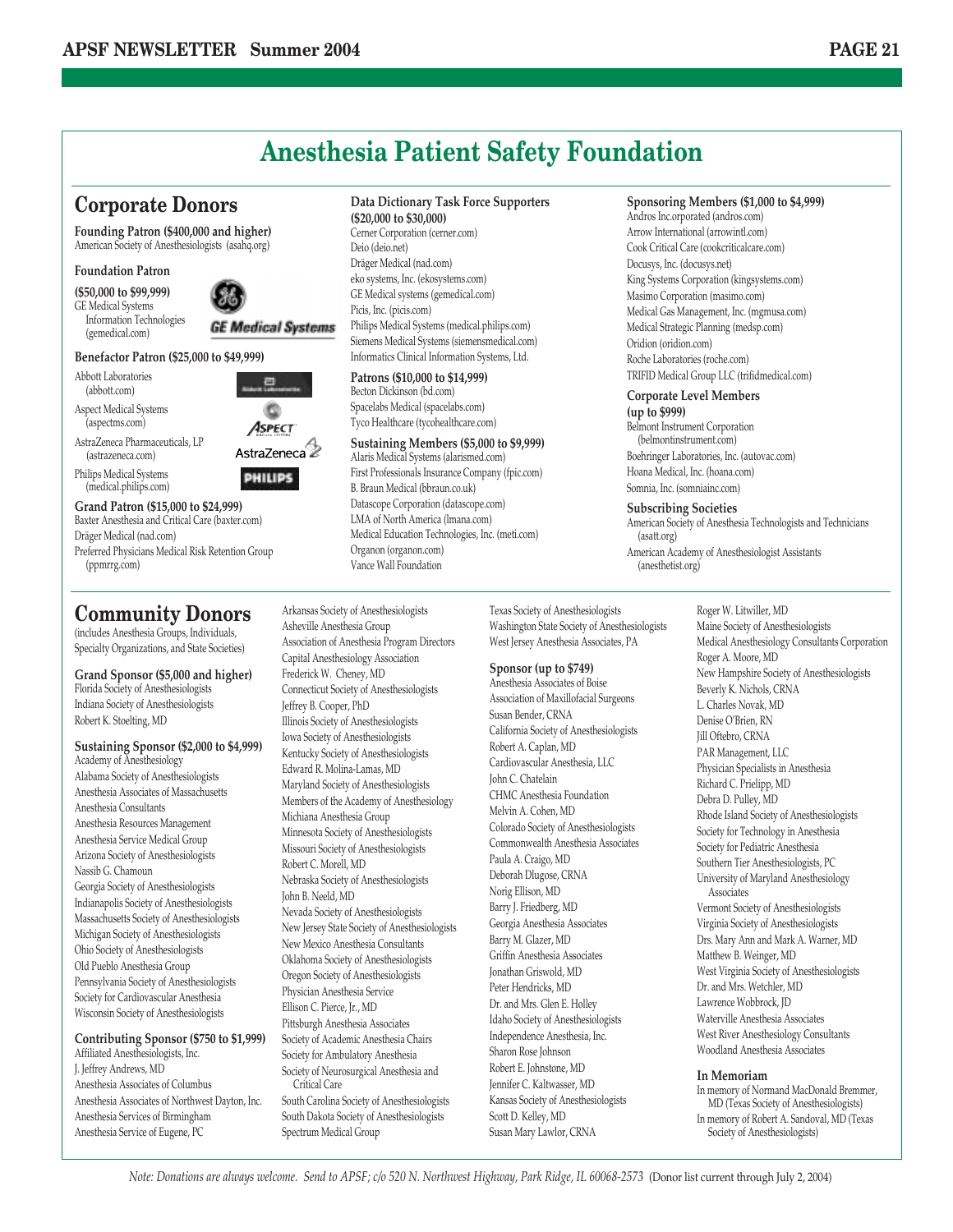# Anesthesia Patient Safety Foundation

## Corporate Donors

**Founding Patron ($400,000 and higher)**
American Society of Anesthesiologists (asahq.org)

**Foundation Patron**

**($50,000 to $99,999)**
GE Medical Systems Information Technologies (gemedical.com)

**Benefactor Patron ($25,000 to $49,999)**
Abbott Laboratories (abbott.com)
Aspect Medical Systems (aspectms.com)
AstraZeneca Pharmaceuticals, LP (astrazeneca.com)
Philips Medical Systems (medical.philips.com)

**Grand Patron ($15,000 to $24,999)**
Baxter Anesthesia and Critical Care (baxter.com)
Dräger Medical (nad.com)
Preferred Physicians Medical Risk Retention Group (ppmrrg.com)

**Data Dictionary Task Force Supporters ($20,000 to $30,000)**
Cerner Corporation (cerner.com)
Deio (deio.net)
Dräger Medical (nad.com)
eko systems, Inc. (ekosystems.com)
GE Medical systems (gemedical.com)
Picis, Inc. (picis.com)
Philips Medical Systems (medical.philips.com)
Siemens Medical Systems (siemensmedical.com)
Informatics Clinical Information Systems, Ltd.

**Patrons ($10,000 to $14,999)**
Becton Dickinson (bd.com)
Spacelabs Medical (spacelabs.com)
Tyco Healthcare (tycohealthcare.com)

**Sustaining Members ($5,000 to $9,999)**
Alaris Medical Systems (alarismed.com)
First Professionals Insurance Company (fpic.com)
B. Braun Medical (bbraun.co.uk)
Datascope Corporation (datascope.com)
LMA of North America (lmana.com)
Medical Education Technologies, Inc. (meti.com)
Organon (organon.com)
Vance Wall Foundation

**Sponsoring Members ($1,000 to $4,999)**
Andros Inc.orporated (andros.com)
Arrow International (arrowintl.com)
Cook Critical Care (cookcriticalcare.com)
Docusys, Inc. (docusys.net)
King Systems Corporation (kingsystems.com)
Masimo Corporation (masimo.com)
Medical Gas Management, Inc. (mgmusa.com)
Medical Strategic Planning (medsp.com)
Oridion (oridion.com)
Roche Laboratories (roche.com)
TRIFID Medical Group LLC (trifidmedical.com)

**Corporate Level Members (up to $999)**
Belmont Instrument Corporation (belmontinstrument.com)
Boehringer Laboratories, Inc. (autovac.com)
Hoana Medical, Inc. (hoana.com)
Somnia, Inc. (somniainc.com)

**Subscribing Societies**
American Society of Anesthesia Technologists and Technicians (asatt.org)
American Academy of Anesthesiologist Assistants (anesthetist.org)

## Community Donors

(includes Anesthesia Groups, Individuals, Specialty Organizations, and State Societies)

**Grand Sponsor ($5,000 and higher)**
Florida Society of Anesthesiologists
Indiana Society of Anesthesiologists
Robert K. Stoelting, MD

**Sustaining Sponsor ($2,000 to $4,999)**
Academy of Anesthesiology
Alabama Society of Anesthesiologists
Anesthesia Associates of Massachusetts
Anesthesia Consultants
Anesthesia Resources Management
Anesthesia Service Medical Group
Arizona Society of Anesthesiologists
Nassib G. Chamoun
Georgia Society of Anesthesiologists
Indianapolis Society of Anesthesiologists
Massachusetts Society of Anesthesiologists
Michigan Society of Anesthesiologists
Ohio Society of Anesthesiologists
Old Pueblo Anesthesia Group
Pennsylvania Society of Anesthesiologists
Society for Cardiovascular Anesthesia
Wisconsin Society of Anesthesiologists

**Contributing Sponsor ($750 to $1,999)**
Affiliated Anesthesiologists, Inc.
J. Jeffrey Andrews, MD
Anesthesia Associates of Columbus
Anesthesia Associates of Northwest Dayton, Inc.
Anesthesia Services of Birmingham
Anesthesia Service of Eugene, PC
Arkansas Society of Anesthesiologists
Asheville Anesthesia Group
Association of Anesthesia Program Directors
Capital Anesthesiology Association
Frederick W. Cheney, MD
Connecticut Society of Anesthesiologists
Jeffrey B. Cooper, PhD
Illinois Society of Anesthesiologists
Iowa Society of Anesthesiologists
Kentucky Society of Anesthesiologists
Edward R. Molina-Lamas, MD
Maryland Society of Anesthesiologists
Members of the Academy of Anesthesiology
Michiana Anesthesia Group
Minnesota Society of Anesthesiologists
Missouri Society of Anesthesiologists
Robert C. Morell, MD
Nebraska Society of Anesthesiologists
John B. Neeld, MD
Nevada Society of Anesthesiologists
New Jersey State Society of Anesthesiologists
New Mexico Anesthesia Consultants
Oklahoma Society of Anesthesiologists
Oregon Society of Anesthesiologists
Physician Anesthesia Service
Ellison C. Pierce, Jr., MD
Pittsburgh Anesthesia Associates
Society of Academic Anesthesia Chairs
Society for Ambulatory Anesthesia
Society of Neurosurgical Anesthesia and Critical Care
South Carolina Society of Anesthesiologists
South Dakota Society of Anesthesiologists
Spectrum Medical Group
Texas Society of Anesthesiologists
Washington State Society of Anesthesiologists
West Jersey Anesthesia Associates, PA

**Sponsor (up to $749)**
Anesthesia Associates of Boise
Association of Maxillofacial Surgeons
Susan Bender, CRNA
California Society of Anesthesiologists
Robert A. Caplan, MD
Cardiovascular Anesthesia, LLC
John C. Chatelain
CHMC Anesthesia Foundation
Melvin A. Cohen, MD
Colorado Society of Anesthesiologists
Commonwealth Anesthesia Associates
Paula A. Craigo, MD
Deborah Dlugose, CRNA
Norig Ellison, MD
Barry J. Friedberg, MD
Georgia Anesthesia Associates
Barry M. Glazer, MD
Griffin Anesthesia Associates
Jonathan Griswold, MD
Peter Hendricks, MD
Dr. and Mrs. Glen E. Holley
Idaho Society of Anesthesiologists
Independence Anesthesia, Inc.
Sharon Rose Johnson
Robert E. Johnstone, MD
Jennifer C. Kaltwasser, MD
Kansas Society of Anesthesiologists
Scott D. Kelley, MD
Susan Mary Lawlor, CRNA
Roger W. Litwiller, MD
Maine Society of Anesthesiologists
Medical Anesthesiology Consultants Corporation
Roger A. Moore, MD
New Hampshire Society of Anesthesiologists
Beverly K. Nichols, CRNA
L. Charles Novak, MD
Denise O'Brien, RN
Jill Oftebro, CRNA
PAR Management, LLC
Physician Specialists in Anesthesia
Richard C. Prielipp, MD
Debra D. Pulley, MD
Rhode Island Society of Anesthesiologists
Society for Technology in Anesthesia
Society for Pediatric Anesthesia
Southern Tier Anesthesiologists, PC
University of Maryland Anesthesiology Associates
Vermont Society of Anesthesiologists
Virginia Society of Anesthesiologists
Drs. Mary Ann and Mark A. Warner, MD
Matthew B. Weinger, MD
West Virginia Society of Anesthesiologists
Dr. and Mrs. Wetchler, MD
Lawrence Wobbrock, JD
Waterville Anesthesia Associates
West River Anesthesiology Consultants
Woodland Anesthesia Associates

**In Memoriam**
In memory of Normand MacDonald Bremmer, MD (Texas Society of Anesthesiologists)
In memory of Robert A. Sandoval, MD (Texas Society of Anesthesiologists)

*Note: Donations are always welcome. Send to APSF; c/o 520 N. Northwest Highway, Park Ridge, IL 60068-2573* (Donor list current through July 2, 2004)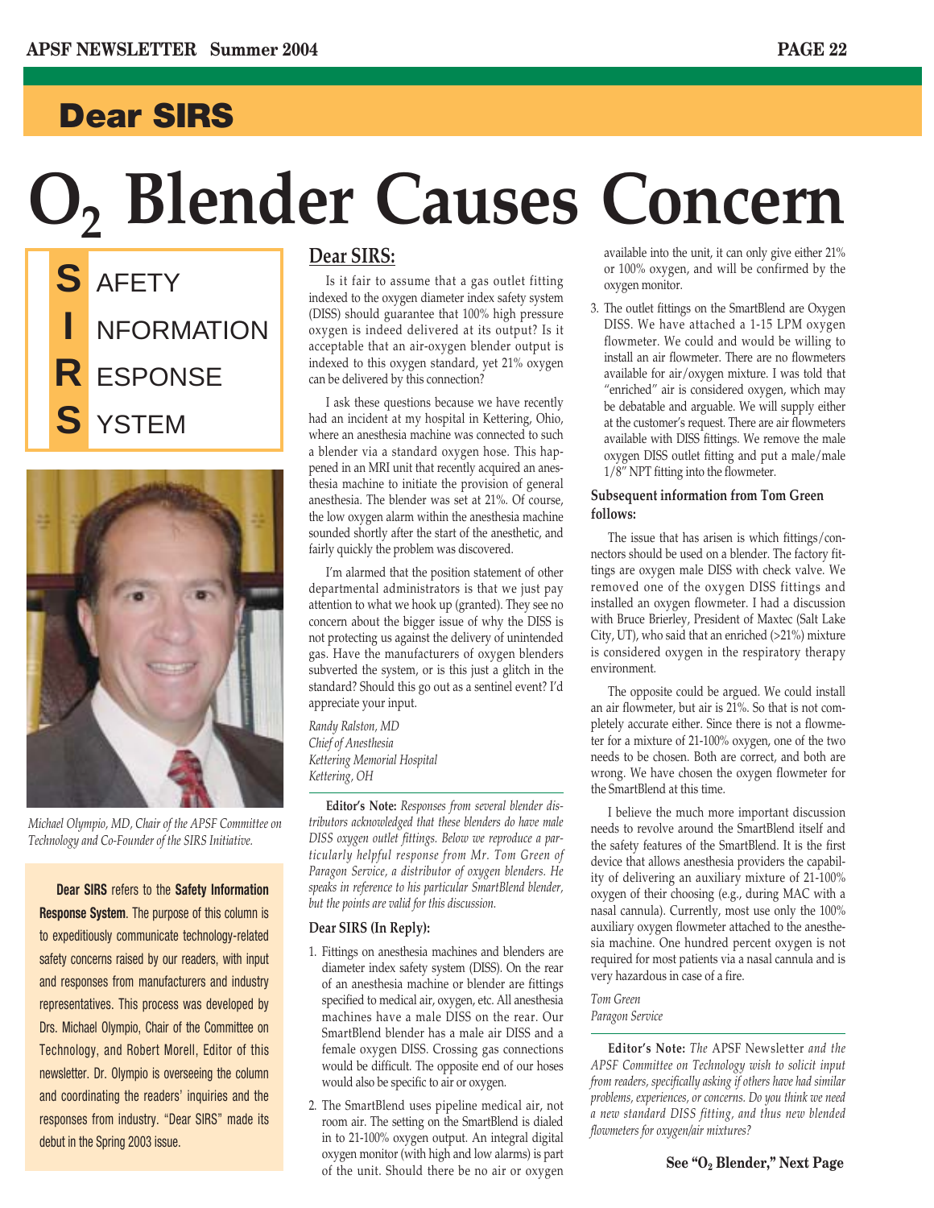## Dear SIRS

# $O_2$ Blender Causes Concern

**S** AFETY
**I** NFORMATION
**R** ESPONSE
**S** YSTEM

*Michael Olympio, MD, Chair of the APSF Committee on Technology and Co-Founder of the SIRS Initiative.*

**Dear SIRS** refers to the **Safety Information Response System**. The purpose of this column is to expeditiously communicate technology-related safety concerns raised by our readers, with input and responses from manufacturers and industry representatives. This process was developed by Drs. Michael Olympio, Chair of the Committee on Technology, and Robert Morell, Editor of this newsletter. Dr. Olympio is overseeing the column and coordinating the readers' inquiries and the responses from industry. "Dear SIRS" made its debut in the Spring 2003 issue.

### Dear SIRS:

Is it fair to assume that a gas outlet fitting indexed to the oxygen diameter index safety system (DISS) should guarantee that 100% high pressure oxygen is indeed delivered at its output? Is it acceptable that an air-oxygen blender output is indexed to this oxygen standard, yet 21% oxygen can be delivered by this connection?

I ask these questions because we have recently had an incident at my hospital in Kettering, Ohio, where an anesthesia machine was connected to such a blender via a standard oxygen hose. This happened in an MRI unit that recently acquired an anesthesia machine to initiate the provision of general anesthesia. The blender was set at 21%. Of course, the low oxygen alarm within the anesthesia machine sounded shortly after the start of the anesthetic, and fairly quickly the problem was discovered.

I'm alarmed that the position statement of other departmental administrators is that we just pay attention to what we hook up (granted). They see no concern about the bigger issue of why the DISS is not protecting us against the delivery of unintended gas. Have the manufacturers of oxygen blenders subverted the system, or is this just a glitch in the standard? Should this go out as a sentinel event? I'd appreciate your input.

*Randy Ralston, MD*
*Chief of Anesthesia*
*Kettering Memorial Hospital*
*Kettering, OH*

**Editor's Note:** *Responses from several blender distributors acknowledged that these blenders do have male DISS oxygen outlet fittings. Below we reproduce a particularly helpful response from Mr. Tom Green of Paragon Service, a distributor of oxygen blenders. He speaks in reference to his particular SmartBlend blender, but the points are valid for this discussion.*

### Dear SIRS (In Reply):

1. Fittings on anesthesia machines and blenders are diameter index safety system (DISS). On the rear of an anesthesia machine or blender are fittings specified to medical air, oxygen, etc. All anesthesia machines have a male DISS on the rear. Our SmartBlend blender has a male air DISS and a female oxygen DISS. Crossing gas connections would be difficult. The opposite end of our hoses would also be specific to air or oxygen.
2. The SmartBlend uses pipeline medical air, not room air. The setting on the SmartBlend is dialed in to 21-100% oxygen output. An integral digital oxygen monitor (with high and low alarms) is part of the unit. Should there be no air or oxygen available into the unit, it can only give either 21% or 100% oxygen, and will be confirmed by the oxygen monitor.
3. The outlet fittings on the SmartBlend are Oxygen DISS. We have attached a 1-15 LPM oxygen flowmeter. We could and would be willing to install an air flowmeter. There are no flowmeters available for air/oxygen mixture. I was told that "enriched" air is considered oxygen, which may be debatable and arguable. We will supply either at the customer's request. There are air flowmeters available with DISS fittings. We remove the male oxygen DISS outlet fitting and put a male/male 1/8″ NPT fitting into the flowmeter.

**Subsequent information from Tom Green follows:**

The issue that has arisen is which fittings/connectors should be used on a blender. The factory fittings are oxygen male DISS with check valve. We removed one of the oxygen DISS fittings and installed an oxygen flowmeter. I had a discussion with Bruce Brierley, President of Maxtec (Salt Lake City, UT), who said that an enriched (>21%) mixture is considered oxygen in the respiratory therapy environment.

The opposite could be argued. We could install an air flowmeter, but air is 21%. So that is not completely accurate either. Since there is not a flowmeter for a mixture of 21-100% oxygen, one of the two needs to be chosen. Both are correct, and both are wrong. We have chosen the oxygen flowmeter for the SmartBlend at this time.

I believe the much more important discussion needs to revolve around the SmartBlend itself and the safety features of the SmartBlend. It is the first device that allows anesthesia providers the capability of delivering an auxiliary mixture of 21-100% oxygen of their choosing (e.g., during MAC with a nasal cannula). Currently, most use only the 100% auxiliary oxygen flowmeter attached to the anesthesia machine. One hundred percent oxygen is not required for most patients via a nasal cannula and is very hazardous in case of a fire.

*Tom Green*
*Paragon Service*

**Editor's Note:** *The* APSF Newsletter *and the APSF Committee on Technology wish to solicit input from readers, specifically asking if others have had similar problems, experiences, or concerns. Do you think we need a new standard DISS fitting, and thus new blended flowmeters for oxygen/air mixtures?*

**See "$O_2$ Blender," Next Page**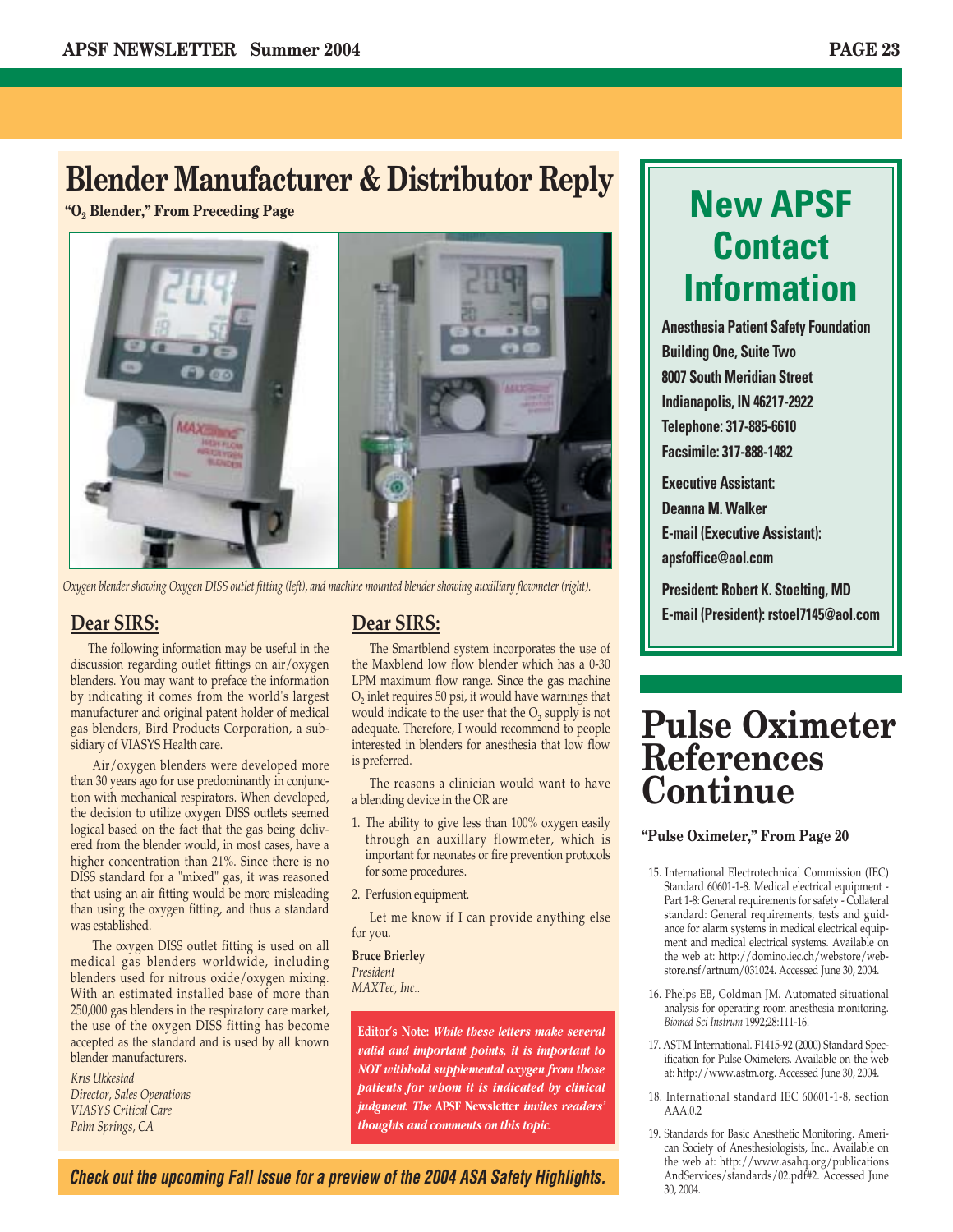# Blender Manufacturer & Distributor Reply

**"$O_2$ Blender," From Preceding Page**

*Oxygen blender showing Oxygen DISS outlet fitting (left), and machine mounted blender showing auxilliary flowmeter (right).*

## Dear SIRS:

The following information may be useful in the discussion regarding outlet fittings on air/oxygen blenders. You may want to preface the information by indicating it comes from the world's largest manufacturer and original patent holder of medical gas blenders, Bird Products Corporation, a subsidiary of VIASYS Health care.

Air/oxygen blenders were developed more than 30 years ago for use predominantly in conjunction with mechanical respirators. When developed, the decision to utilize oxygen DISS outlets seemed logical based on the fact that the gas being delivered from the blender would, in most cases, have a higher concentration than 21%. Since there is no DISS standard for a "mixed" gas, it was reasoned that using an air fitting would be more misleading than using the oxygen fitting, and thus a standard was established.

The oxygen DISS outlet fitting is used on all medical gas blenders worldwide, including blenders used for nitrous oxide/oxygen mixing. With an estimated installed base of more than 250,000 gas blenders in the respiratory care market, the use of the oxygen DISS fitting has become accepted as the standard and is used by all known blender manufacturers.

*Kris Ukkestad*
*Director, Sales Operations*
*VIASYS Critical Care*
*Palm Springs, CA*

## Dear SIRS:

The Smartblend system incorporates the use of the Maxblend low flow blender which has a 0-30 LPM maximum flow range. Since the gas machine $O_2$ inlet requires 50 psi, it would have warnings that would indicate to the user that the $O_2$ supply is not adequate. Therefore, I would recommend to people interested in blenders for anesthesia that low flow is preferred.

The reasons a clinician would want to have a blending device in the OR are

1. The ability to give less than 100% oxygen easily through an auxillary flowmeter, which is important for neonates or fire prevention protocols for some procedures.
2. Perfusion equipment.

Let me know if I can provide anything else for you.

**Bruce Brierley**
*President*
*MAXTec, Inc..*

**Editor's Note:** ***While these letters make several valid and important points, it is important to NOT withhold supplemental oxygen from those patients for whom it is indicated by clinical judgment. The APSF Newsletter invites readers' thoughts and comments on this topic.***

***Check out the upcoming Fall Issue for a preview of the 2004 ASA Safety Highlights.***

# New APSF Contact Information

**Anesthesia Patient Safety Foundation**
**Building One, Suite Two**
**8007 South Meridian Street**
**Indianapolis, IN 46217-2922**
**Telephone: 317-885-6610**
**Facsimile: 317-888-1482**

**Executive Assistant:**
**Deanna M. Walker**
**E-mail (Executive Assistant):**
**apsfoffice@aol.com**

**President: Robert K. Stoelting, MD**
**E-mail (President): rstoel7145@aol.com**

# Pulse Oximeter References Continue

**"Pulse Oximeter," From Page 20**

15. International Electrotechnical Commission (IEC) Standard 60601-1-8. Medical electrical equipment - Part 1-8: General requirements for safety - Collateral standard: General requirements, tests and guidance for alarm systems in medical electrical equipment and medical electrical systems. Available on the web at: http://domino.iec.ch/webstore/webstore.nsf/artnum/031024. Accessed June 30, 2004.
16. Phelps EB, Goldman JM. Automated situational analysis for operating room anesthesia monitoring. *Biomed Sci Instrum* 1992;28:111-16.
17. ASTM International. F1415-92 (2000) Standard Specification for Pulse Oximeters. Available on the web at: http://www.astm.org. Accessed June 30, 2004.
18. International standard IEC 60601-1-8, section AAA.0.2
19. Standards for Basic Anesthetic Monitoring. American Society of Anesthesiologists, Inc.. Available on the web at: http://www.asahq.org/publications AndServices/standards/02.pdf#2. Accessed June 30, 2004.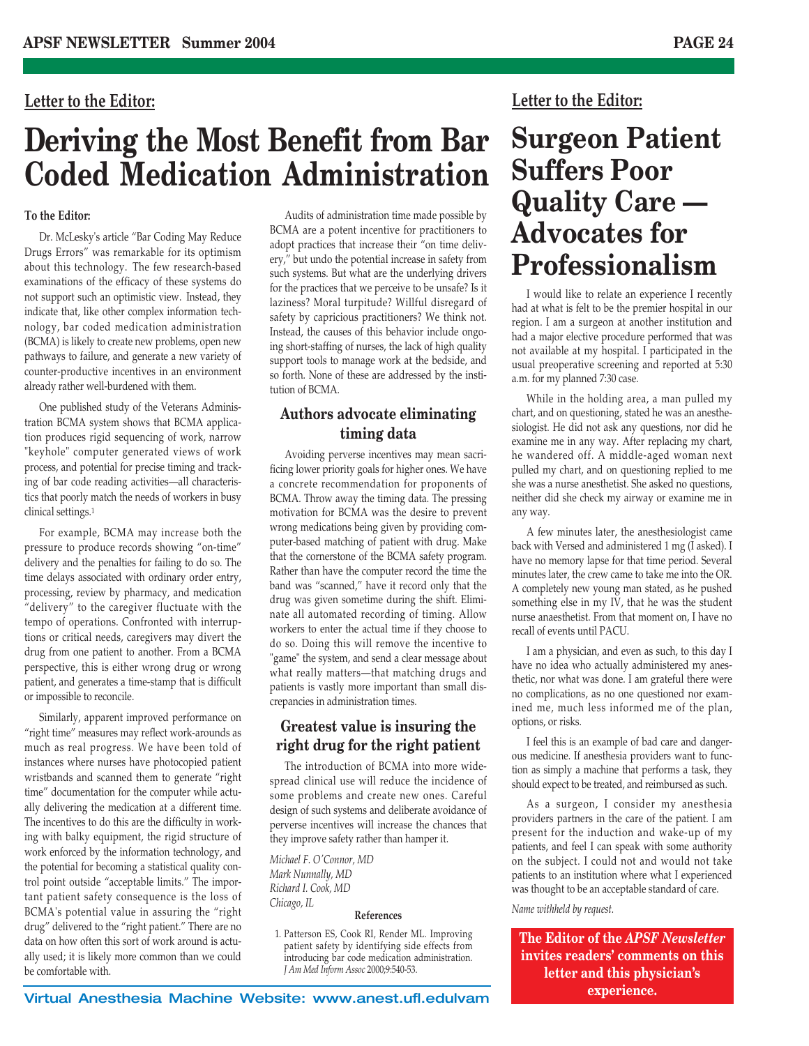Letter to the Editor:

# Deriving the Most Benefit from Bar Coded Medication Administration

**To the Editor:**

Dr. McLesky's article "Bar Coding May Reduce Drugs Errors" was remarkable for its optimism about this technology. The few research-based examinations of the efficacy of these systems do not support such an optimistic view. Instead, they indicate that, like other complex information technology, bar coded medication administration (BCMA) is likely to create new problems, open new pathways to failure, and generate a new variety of counter-productive incentives in an environment already rather well-burdened with them.

One published study of the Veterans Administration BCMA system shows that BCMA application produces rigid sequencing of work, narrow "keyhole" computer generated views of work process, and potential for precise timing and tracking of bar code reading activities—all characteristics that poorly match the needs of workers in busy clinical settings.[1]

For example, BCMA may increase both the pressure to produce records showing "on-time" delivery and the penalties for failing to do so. The time delays associated with ordinary order entry, processing, review by pharmacy, and medication "delivery" to the caregiver fluctuate with the tempo of operations. Confronted with interruptions or critical needs, caregivers may divert the drug from one patient to another. From a BCMA perspective, this is either wrong drug or wrong patient, and generates a time-stamp that is difficult or impossible to reconcile.

Similarly, apparent improved performance on "right time" measures may reflect work-arounds as much as real progress. We have been told of instances where nurses have photocopied patient wristbands and scanned them to generate "right time" documentation for the computer while actually delivering the medication at a different time. The incentives to do this are the difficulty in working with balky equipment, the rigid structure of work enforced by the information technology, and the potential for becoming a statistical quality control point outside "acceptable limits." The important patient safety consequence is the loss of BCMA's potential value in assuring the "right drug" delivered to the "right patient." There are no data on how often this sort of work around is actually used; it is likely more common than we could be comfortable with.

Audits of administration time made possible by BCMA are a potent incentive for practitioners to adopt practices that increase their "on time delivery," but undo the potential increase in safety from such systems. But what are the underlying drivers for the practices that we perceive to be unsafe? Is it laziness? Moral turpitude? Willful disregard of safety by capricious practitioners? We think not. Instead, the causes of this behavior include ongoing short-staffing of nurses, the lack of high quality support tools to manage work at the bedside, and so forth. None of these are addressed by the institution of BCMA.

### Authors advocate eliminating timing data

Avoiding perverse incentives may mean sacrificing lower priority goals for higher ones. We have a concrete recommendation for proponents of BCMA. Throw away the timing data. The pressing motivation for BCMA was the desire to prevent wrong medications being given by providing computer-based matching of patient with drug. Make that the cornerstone of the BCMA safety program. Rather than have the computer record the time the band was "scanned," have it record only that the drug was given sometime during the shift. Eliminate all automated recording of timing. Allow workers to enter the actual time if they choose to do so. Doing this will remove the incentive to "game" the system, and send a clear message about what really matters—that matching drugs and patients is vastly more important than small discrepancies in administration times.

### Greatest value is insuring the right drug for the right patient

The introduction of BCMA into more widespread clinical use will reduce the incidence of some problems and create new ones. Careful design of such systems and deliberate avoidance of perverse incentives will increase the chances that they improve safety rather than hamper it.

*Michael F. O'Connor, MD*
*Mark Nunnally, MD*
*Richard I. Cook, MD*
*Chicago, IL*

**References**

1. Patterson ES, Cook RI, Render ML. Improving patient safety by identifying side effects from introducing bar code medication administration. *J Am Med Inform Assoc* 2000;9:540-53.

Letter to the Editor:

# Surgeon Patient Suffers Poor Quality Care — Advocates for Professionalism

I would like to relate an experience I recently had at what is felt to be the premier hospital in our region. I am a surgeon at another institution and had a major elective procedure performed that was not available at my hospital. I participated in the usual preoperative screening and reported at 5:30 a.m. for my planned 7:30 case.

While in the holding area, a man pulled my chart, and on questioning, stated he was an anesthesiologist. He did not ask any questions, nor did he examine me in any way. After replacing my chart, he wandered off. A middle-aged woman next pulled my chart, and on questioning replied to me she was a nurse anesthetist. She asked no questions, neither did she check my airway or examine me in any way.

A few minutes later, the anesthesiologist came back with Versed and administered 1 mg (I asked). I have no memory lapse for that time period. Several minutes later, the crew came to take me into the OR. A completely new young man stated, as he pushed something else in my IV, that he was the student nurse anaesthetist. From that moment on, I have no recall of events until PACU.

I am a physician, and even as such, to this day I have no idea who actually administered my anesthetic, nor what was done. I am grateful there were no complications, as no one questioned nor examined me, much less informed me of the plan, options, or risks.

I feel this is an example of bad care and dangerous medicine. If anesthesia providers want to function as simply a machine that performs a task, they should expect to be treated, and reimbursed as such.

As a surgeon, I consider my anesthesia providers partners in the care of the patient. I am present for the induction and wake-up of my patients, and feel I can speak with some authority on the subject. I could not and would not take patients to an institution where what I experienced was thought to be an acceptable standard of care.

*Name withheld by request.*

**The Editor of the *APSF Newsletter* invites readers' comments on this letter and this physician's experience.**

Virtual Anesthesia Machine Website: www.anest.ufl.edulvam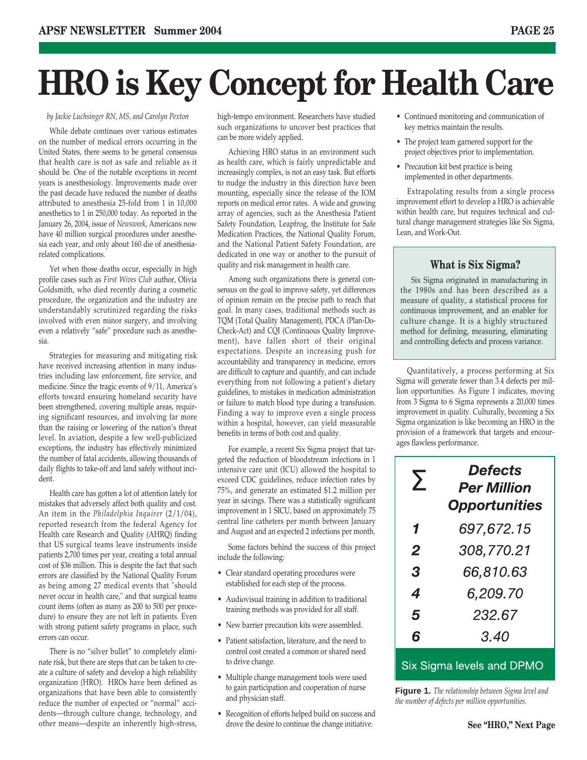# HRO is Key Concept for Health Care

*by Jackie Luchsinger RN, MS, and Carolyn Pexton*

While debate continues over various estimates on the number of medical errors occurring in the United States, there seems to be general consensus that health care is not as safe and reliable as it should be. One of the notable exceptions in recent years is anesthesiology. Improvements made over the past decade have reduced the number of deaths attributed to anesthesia 25-fold from 1 in 10,000 anesthetics to 1 in 250,000 today. As reported in the January 26, 2004, issue of *Newsweek*, Americans now have 40 million surgical procedures under anesthesia each year, and only about 160 die of anesthesia-related complications.

Yet when those deaths occur, especially in high profile cases such as *First Wives Club* author, Olivia Goldsmith, who died recently during a cosmetic procedure, the organization and the industry are understandably scrutinized regarding the risks involved with even minor surgery, and involving even a relatively "safe" procedure such as anesthesia.

Strategies for measuring and mitigating risk have received increasing attention in many industries including law enforcement, fire service, and medicine. Since the tragic events of 9/11, America's efforts toward ensuring homeland security have been strengthened, covering multiple areas, requiring significant resources, and involving far more than the raising or lowering of the nation's threat level. In aviation, despite a few well-publicized exceptions, the industry has effectively minimized the number of fatal accidents, allowing thousands of daily flights to take-off and land safely without incident.

Health care has gotten a lot of attention lately for mistakes that adversely affect both quality and cost. An item in the *Philadelphia Inquirer* (2/1/04), reported research from the federal Agency for Health care Research and Quality (AHRQ) finding that US surgical teams leave instruments inside patients 2,700 times per year, creating a total annual cost of $36 million. This is despite the fact that such errors are classified by the National Quality Forum as being among 27 medical events that "should never occur in health care," and that surgical teams count items (often as many as 200 to 500 per procedure) to ensure they are not left in patients. Even with strong patient safety programs in place, such errors can occur.

There is no "silver bullet" to completely eliminate risk, but there are steps that can be taken to create a culture of safety and develop a high reliability organization (HRO). HROs have been defined as organizations that have been able to consistently reduce the number of expected or "normal" accidents—through culture change, technology, and other means—despite an inherently high-stress, high-tempo environment. Researchers have studied such organizations to uncover best practices that can be more widely applied.

Achieving HRO status in an environment such as health care, which is fairly unpredictable and increasingly complex, is not an easy task. But efforts to nudge the industry in this direction have been mounting, especially since the release of the IOM reports on medical error rates. A wide and growing array of agencies, such as the Anesthesia Patient Safety Foundation, Leapfrog, the Institute for Safe Medication Practices, the National Quality Forum, and the National Patient Safety Foundation, are dedicated in one way or another to the pursuit of quality and risk management in health care.

Among such organizations there is general consensus on the goal to improve safety, yet differences of opinion remain on the precise path to reach that goal. In many cases, traditional methods such as TQM (Total Quality Management), PDCA (Plan-Do-Check-Act) and CQI (Continuous Quality Improvement), have fallen short of their original expectations. Despite an increasing push for accountability and transparency in medicine, errors are difficult to capture and quantify, and can include everything from not following a patient's dietary guidelines, to mistakes in medication administration or failure to match blood type during a transfusion. Finding a way to improve even a single process within a hospital, however, can yield measurable benefits in terms of both cost and quality.

For example, a recent Six Sigma project that targeted the reduction of bloodstream infections in 1 intensive care unit (ICU) allowed the hospital to exceed CDC guidelines, reduce infection rates by 75%, and generate an estimated $1.2 million per year in savings. There was a statistically significant improvement in 1 SICU, based on approximately 75 central line catheters per month between January and August and an expected 2 infections per month.

Some factors behind the success of this project include the following:

- Clear standard operating procedures were established for each step of the process.
- Audiovisual training in addition to traditional training methods was provided for all staff.
- New barrier precaution kits were assembled.
- Patient satisfaction, literature, and the need to control cost created a common or shared need to drive change.
- Multiple change management tools were used to gain participation and cooperation of nurse and physician staff.
- Recognition of efforts helped build on success and drove the desire to continue the change initiative.
- Continued monitoring and communication of key metrics maintain the results.
- The project team garnered support for the project objectives prior to implementation.
- Precaution kit best practice is being implemented in other departments.

Extrapolating results from a single process improvement effort to develop a HRO is achievable within health care, but requires technical and cultural change management strategies like Six Sigma, Lean, and Work-Out.

### What is Six Sigma?

Six Sigma originated in manufacturing in the 1980s and has been described as a measure of quality, a statistical process for continuous improvement, and an enabler for culture change. It is a highly structured method for defining, measuring, eliminating and controlling defects and process variance.

Quantitatively, a process performing at Six Sigma will generate fewer than 3.4 defects per million opportunities. As Figure 1 indicates, moving from 3 Sigma to 6 Sigma represents a 20,000 times improvement in quality. Culturally, becoming a Six Sigma organization is like becoming an HRO in the provision of a framework that targets and encourages flawless performance.

| Σ | Defects Per Million Opportunities |
|---|---|
| 1 | 697,672.15 |
| 2 | 308,770.21 |
| 3 | 66,810.63 |
| 4 | 6,209.70 |
| 5 | 232.67 |
| 6 | 3.40 |

Six Sigma levels and DPMO

**Figure 1.** *The relationship between Sigma level and the number of defects per million opportunities.*

**See "HRO," Next Page**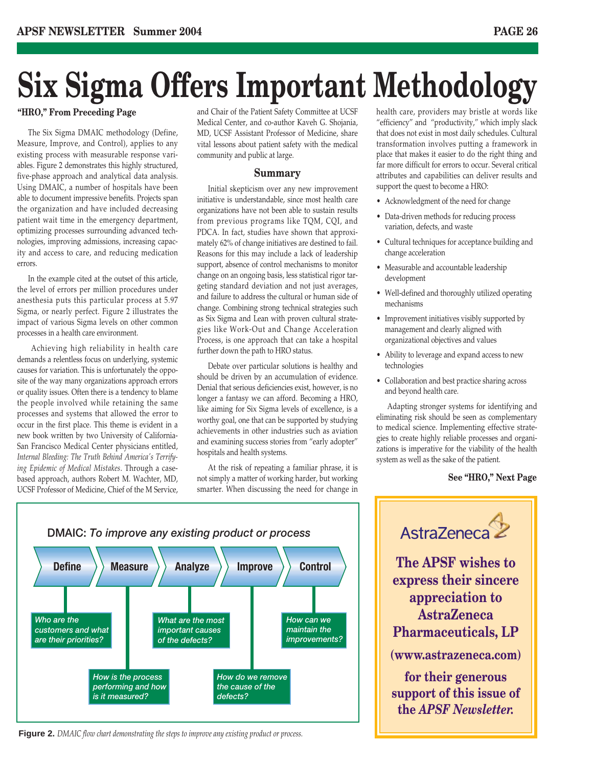# Six Sigma Offers Important Methodology

**"HRO," From Preceding Page**

The Six Sigma DMAIC methodology (Define, Measure, Improve, and Control), applies to any existing process with measurable response variables. Figure 2 demonstrates this highly structured, five-phase approach and analytical data analysis. Using DMAIC, a number of hospitals have been able to document impressive benefits. Projects span the organization and have included decreasing patient wait time in the emergency department, optimizing processes surrounding advanced technologies, improving admissions, increasing capacity and access to care, and reducing medication errors.

In the example cited at the outset of this article, the level of errors per million procedures under anesthesia puts this particular process at 5.97 Sigma, or nearly perfect. Figure 2 illustrates the impact of various Sigma levels on other common processes in a health care environment.

Achieving high reliability in health care demands a relentless focus on underlying, systemic causes for variation. This is unfortunately the opposite of the way many organizations approach errors or quality issues. Often there is a tendency to blame the people involved while retaining the same processes and systems that allowed the error to occur in the first place. This theme is evident in a new book written by two University of California-San Francisco Medical Center physicians entitled, *Internal Bleeding: The Truth Behind America's Terrifying Epidemic of Medical Mistakes*. Through a case-based approach, authors Robert M. Wachter, MD, UCSF Professor of Medicine, Chief of the M Service, and Chair of the Patient Safety Committee at UCSF Medical Center, and co-author Kaveh G. Shojania, MD, UCSF Assistant Professor of Medicine, share vital lessons about patient safety with the medical community and public at large.

### Summary

Initial skepticism over any new improvement initiative is understandable, since most health care organizations have not been able to sustain results from previous programs like TQM, CQI, and PDCA. In fact, studies have shown that approximately 62% of change initiatives are destined to fail. Reasons for this may include a lack of leadership support, absence of control mechanisms to monitor change on an ongoing basis, less statistical rigor targeting standard deviation and not just averages, and failure to address the cultural or human side of change. Combining strong technical strategies such as Six Sigma and Lean with proven cultural strategies like Work-Out and Change Acceleration Process, is one approach that can take a hospital further down the path to HRO status.

Debate over particular solutions is healthy and should be driven by an accumulation of evidence. Denial that serious deficiencies exist, however, is no longer a fantasy we can afford. Becoming a HRO, like aiming for Six Sigma levels of excellence, is a worthy goal, one that can be supported by studying achievements in other industries such as aviation and examining success stories from "early adopter" hospitals and health systems.

At the risk of repeating a familiar phrase, it is not simply a matter of working harder, but working smarter. When discussing the need for change in health care, providers may bristle at words like "efficiency" and "productivity," which imply slack that does not exist in most daily schedules. Cultural transformation involves putting a framework in place that makes it easier to do the right thing and far more difficult for errors to occur. Several critical attributes and capabilities can deliver results and support the quest to become a HRO:

- Acknowledgment of the need for change
- Data-driven methods for reducing process variation, defects, and waste
- Cultural techniques for acceptance building and change acceleration
- Measurable and accountable leadership development
- Well-defined and thoroughly utilized operating mechanisms
- Improvement initiatives visibly supported by management and clearly aligned with organizational objectives and values
- Ability to leverage and expand access to new technologies
- Collaboration and best practice sharing across and beyond health care.

Adapting stronger systems for identifying and eliminating risk should be seen as complementary to medical science. Implementing effective strategies to create highly reliable processes and organizations is imperative for the viability of the health system as well as the sake of the patient.

**See "HRO," Next Page**

**DMAIC:** *To improve any existing product or process*

- **Define** — *Who are the customers and what are their priorities?*
- **Measure** — *How is the process performing and how is it measured?*
- **Analyze** — *What are the most important causes of the defects?*
- **Improve** — *How do we remove the cause of the defects?*
- **Control** — *How can we maintain the improvements?*

**Figure 2.** *DMAIC flow chart demonstrating the steps to improve any existing product or process.*

AstraZeneca

**The APSF wishes to express their sincere appreciation to AstraZeneca Pharmaceuticals, LP (www.astrazeneca.com) for their generous support of this issue of the *APSF Newsletter*.**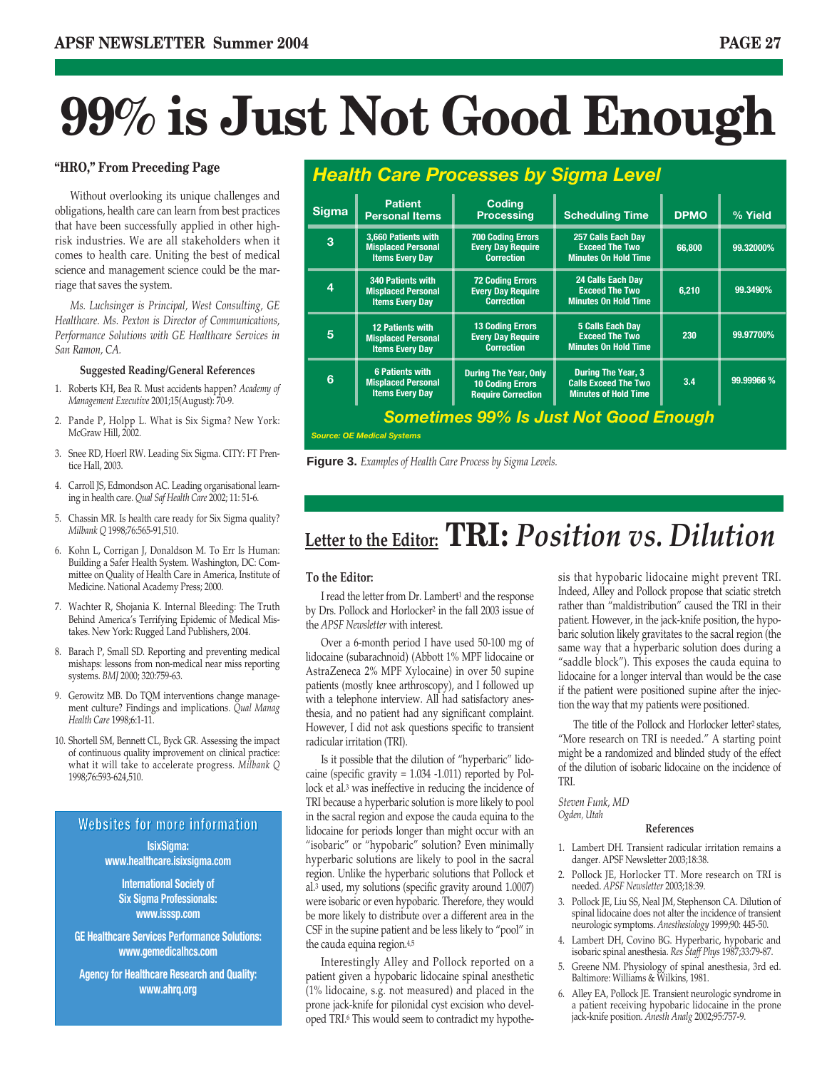# 99% is Just Not Good Enough

**"HRO," From Preceding Page**

Without overlooking its unique challenges and obligations, health care can learn from best practices that have been successfully applied in other high-risk industries. We are all stakeholders when it comes to health care. Uniting the best of medical science and management science could be the marriage that saves the system.

*Ms. Luchsinger is Principal, West Consulting, GE Healthcare. Ms. Pexton is Director of Communications, Performance Solutions with GE Healthcare Services in San Ramon, CA.*

**Suggested Reading/General References**

1. Roberts KH, Bea R. Must accidents happen? *Academy of Management Executive* 2001;15(August): 70-9.
2. Pande P, Holpp L. What is Six Sigma? New York: McGraw Hill, 2002.
3. Snee RD, Hoerl RW. Leading Six Sigma. CITY: FT Prentice Hall, 2003.
4. Carroll JS, Edmondson AC. Leading organisational learning in health care. *Qual Saf Health Care* 2002; 11: 51-6.
5. Chassin MR. Is health care ready for Six Sigma quality? *Milbank Q* 1998;76:565-91,510.
6. Kohn L, Corrigan J, Donaldson M. To Err Is Human: Building a Safer Health System. Washington, DC: Committee on Quality of Health Care in America, Institute of Medicine. National Academy Press; 2000.
7. Wachter R, Shojania K. Internal Bleeding: The Truth Behind America's Terrifying Epidemic of Medical Mistakes. New York: Rugged Land Publishers, 2004.
8. Barach P, Small SD. Reporting and preventing medical mishaps: lessons from non-medical near miss reporting systems. *BMJ* 2000; 320:759-63.
9. Gerowitz MB. Do TQM interventions change management culture? Findings and implications. *Qual Manag Health Care* 1998;6:1-11.
10. Shortell SM, Bennett CL, Byck GR. Assessing the impact of continuous quality improvement on clinical practice: what it will take to accelerate progress. *Milbank Q* 1998;76:593-624,510.

**Websites for more information**

**IsixSigma:**
**www.healthcare.isixsigma.com**

**International Society of Six Sigma Professionals:**
**www.isssp.com**

**GE Healthcare Services Performance Solutions:**
**www.gemedicalhcs.com**

**Agency for Healthcare Research and Quality:**
**www.ahrq.org**

**Health Care Processes by Sigma Level**

| Sigma | Patient Personal Items | Coding Processing | Scheduling Time | DPMO | % Yield |
|---|---|---|---|---|---|
| 3 | 3,660 Patients with Misplaced Personal Items Every Day | 700 Coding Errors Every Day Require Correction | 257 Calls Each Day Exceed The Two Minutes On Hold Time | 66,800 | 99.32000% |
| 4 | 340 Patients with Misplaced Personal Items Every Day | 72 Coding Errors Every Day Require Correction | 24 Calls Each Day Exceed The Two Minutes On Hold Time | 6,210 | 99.3490% |
| 5 | 12 Patients with Misplaced Personal Items Every Day | 13 Coding Errors Every Day Require Correction | 5 Calls Each Day Exceed The Two Minutes On Hold Time | 230 | 99.97700% |
| 6 | 6 Patients with Misplaced Personal Items Every Day | During The Year, Only 10 Coding Errors Require Correction | During The Year, 3 Calls Exceed The Two Minutes of Hold Time | 3.4 | 99.99966 % |

*Sometimes 99% Is Just Not Good Enough*

*Source: OE Medical Systems*

**Figure 3.** *Examples of Health Care Process by Sigma Levels.*

## Letter to the Editor: TRI: *Position vs. Dilution*

**To the Editor:**

I read the letter from Dr. Lambert[1] and the response by Drs. Pollock and Horlocker[2] in the fall 2003 issue of the *APSF Newsletter* with interest.

Over a 6-month period I have used 50-100 mg of lidocaine (subarachnoid) (Abbott 1% MPF lidocaine or AstraZeneca 2% MPF Xylocaine) in over 50 supine patients (mostly knee arthroscopy), and I followed up with a telephone interview. All had satisfactory anesthesia, and no patient had any significant complaint. However, I did not ask questions specific to transient radicular irritation (TRI).

Is it possible that the dilution of "hyperbaric" lidocaine (specific gravity = 1.034 -1.011) reported by Pollock et al.[3] was ineffective in reducing the incidence of TRI because a hyperbaric solution is more likely to pool in the sacral region and expose the cauda equina to the lidocaine for periods longer than might occur with an "isobaric" or "hypobaric" solution? Even minimally hyperbaric solutions are likely to pool in the sacral region. Unlike the hyperbaric solutions that Pollock et al.[3] used, my solutions (specific gravity around 1.0007) were isobaric or even hypobaric. Therefore, they would be more likely to distribute over a different area in the CSF in the supine patient and be less likely to "pool" in the cauda equina region.[4,5]

Interestingly Alley and Pollock reported on a patient given a hypobaric lidocaine spinal anesthetic (1% lidocaine, s.g. not measured) and placed in the prone jack-knife for pilonidal cyst excision who developed TRI.[6] This would seem to contradict my hypothesis that hypobaric lidocaine might prevent TRI. Indeed, Alley and Pollock propose that sciatic stretch rather than "maldistribution" caused the TRI in their patient. However, in the jack-knife position, the hypobaric solution likely gravitates to the sacral region (the same way that a hyperbaric solution does during a "saddle block"). This exposes the cauda equina to lidocaine for a longer interval than would be the case if the patient were positioned supine after the injection the way that my patients were positioned.

The title of the Pollock and Horlocker letter[2] states, "More research on TRI is needed." A starting point might be a randomized and blinded study of the effect of the dilution of isobaric lidocaine on the incidence of TRI.

*Steven Funk, MD*
*Ogden, Utah*

**References**

1. Lambert DH. Transient radicular irritation remains a danger. APSF Newsletter 2003;18:38.
2. Pollock JE, Horlocker TT. More research on TRI is needed. *APSF Newsletter* 2003;18:39.
3. Pollock JE, Liu SS, Neal JM, Stephenson CA. Dilution of spinal lidocaine does not alter the incidence of transient neurologic symptoms. *Anesthesiology* 1999;90: 445-50.
4. Lambert DH, Covino BG. Hyperbaric, hypobaric and isobaric spinal anesthesia. *Res Staff Phys* 1987;33:79-87.
5. Greene NM. Physiology of spinal anesthesia, 3rd ed. Baltimore: Williams & Wilkins, 1981.
6. Alley EA, Pollock JE. Transient neurologic syndrome in a patient receiving hypobaric lidocaine in the prone jack-knife position. *Anesth Analg* 2002;95:757-9.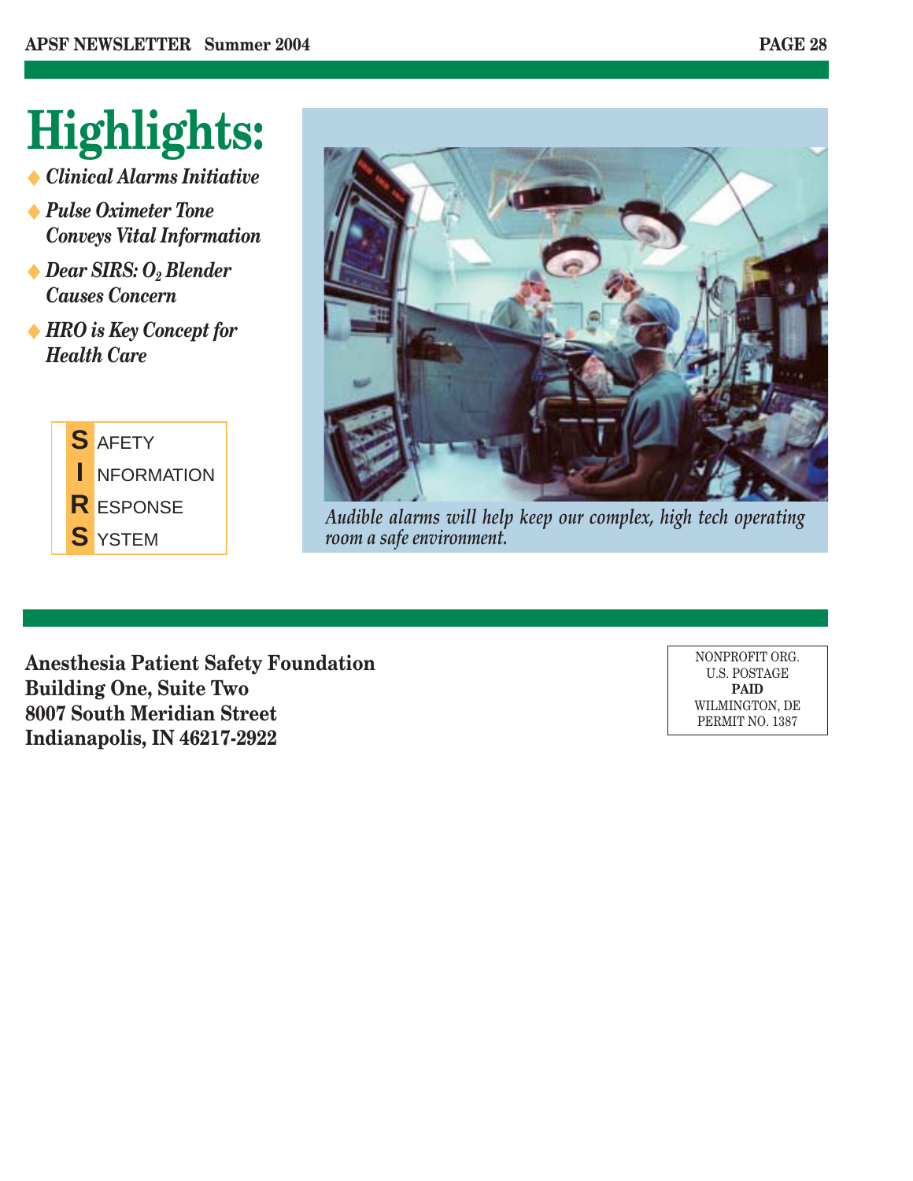# Highlights:

- *Clinical Alarms Initiative*
- *Pulse Oximeter Tone Conveys Vital Information*
- *Dear SIRS: $O_2$ Blender Causes Concern*
- *HRO is Key Concept for Health Care*

**S** AFETY
**I** NFORMATION
**R** ESPONSE
**S** YSTEM

*Audible alarms will help keep our complex, high tech operating room a safe environment.*

**Anesthesia Patient Safety Foundation**
**Building One, Suite Two**
**8007 South Meridian Street**
**Indianapolis, IN 46217-2922**

NONPROFIT ORG.
U.S. POSTAGE
**PAID**
WILMINGTON, DE
PERMIT NO. 1387